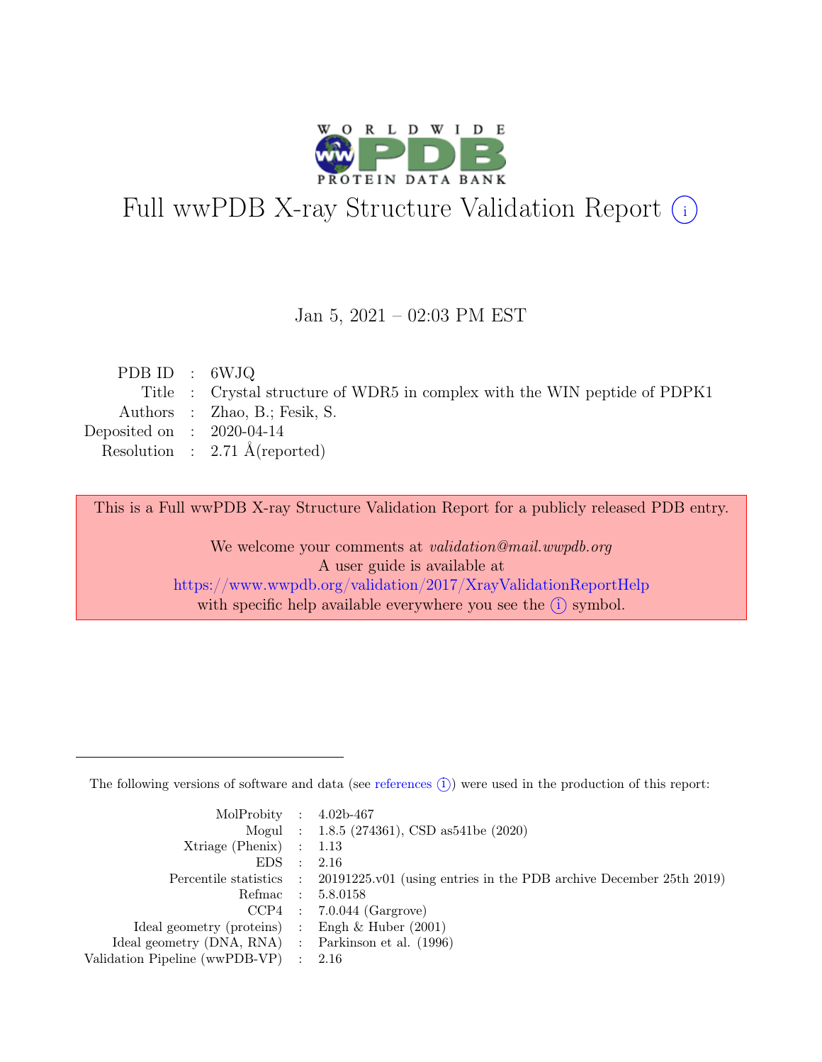# Full wwPDB X-ray Structure Validation Report (i)

Jan 5, 2021 – 02:03 PM EST

| | | |
|---|---|---|
| PDB ID | : | 6WJQ |
| Title | : | Crystal structure of WDR5 in complex with the WIN peptide of PDPK1 |
| Authors | : | Zhao, B.; Fesik, S. |
| Deposited on | : | 2020-04-14 |
| Resolution | : | 2.71 Å(reported) |

This is a Full wwPDB X-ray Structure Validation Report for a publicly released PDB entry.

We welcome your comments at *validation@mail.wwpdb.org*
A user guide is available at
https://www.wwpdb.org/validation/2017/XrayValidationReportHelp
with specific help available everywhere you see the (i) symbol.

---

The following versions of software and data (see references (i)) were used in the production of this report:

| | | |
|---|---|---|
| MolProbity | : | 4.02b-467 |
| Mogul | : | 1.8.5 (274361), CSD as541be (2020) |
| Xtriage (Phenix) | : | 1.13 |
| EDS | : | 2.16 |
| Percentile statistics | : | 20191225.v01 (using entries in the PDB archive December 25th 2019) |
| Refmac | : | 5.8.0158 |
| CCP4 | : | 7.0.044 (Gargrove) |
| Ideal geometry (proteins) | : | Engh & Huber (2001) |
| Ideal geometry (DNA, RNA) | : | Parkinson et al. (1996) |
| Validation Pipeline (wwPDB-VP) | : | 2.16 |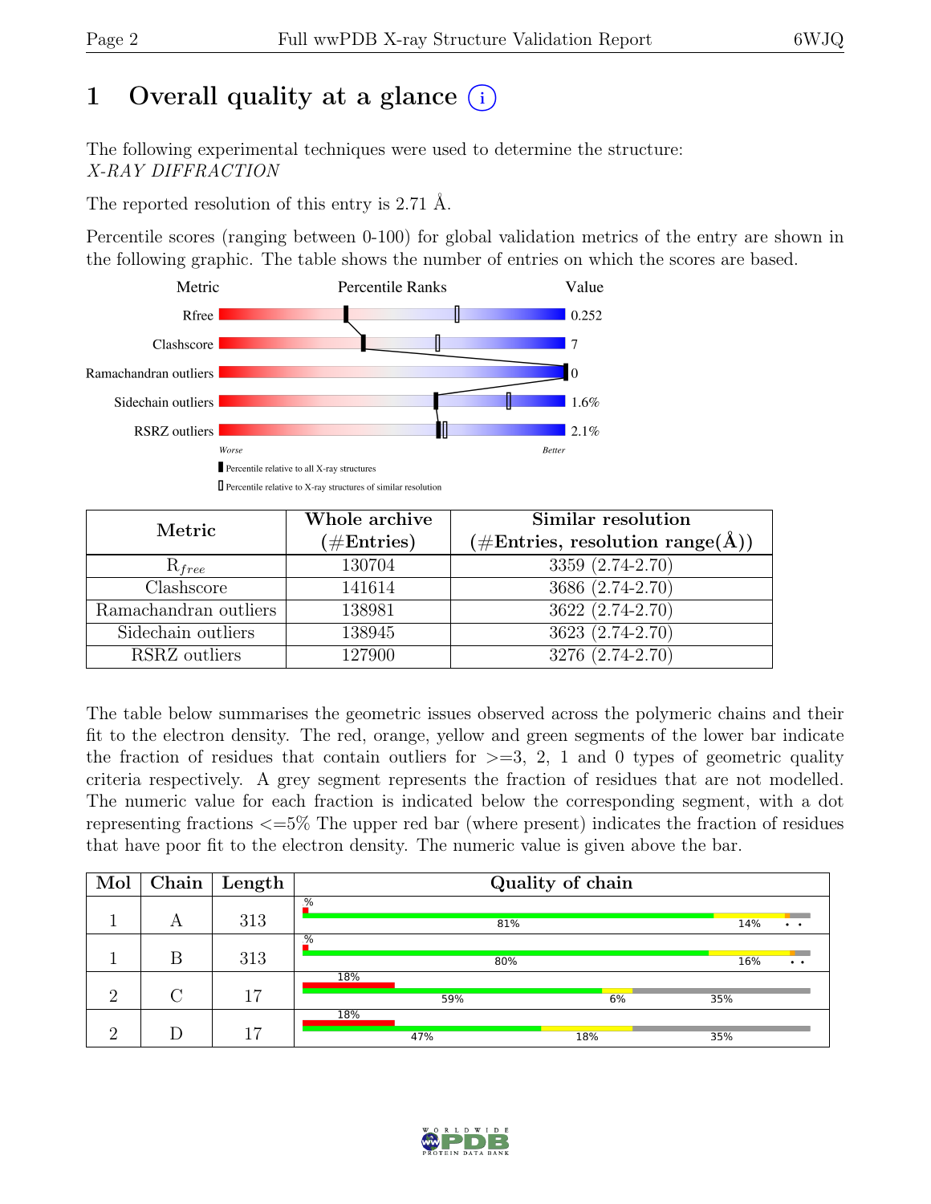# 1 Overall quality at a glance

The following experimental techniques were used to determine the structure:
*X-RAY DIFFRACTION*

The reported resolution of this entry is 2.71 Å.

Percentile scores (ranging between 0-100) for global validation metrics of the entry are shown in the following graphic. The table shows the number of entries on which the scores are based.

| Metric | Value |
|---|---|
| Rfree | 0.252 |
| Clashscore | 7 |
| Ramachandran outliers | 0 |
| Sidechain outliers | 1.6% |
| RSRZ outliers | 2.1% |

Worse — Better

Percentile relative to all X-ray structures

Percentile relative to X-ray structures of similar resolution

| Metric | Whole archive (#Entries) | Similar resolution (#Entries, resolution range(Å)) |
|---|---|---|
| $R_{free}$ | 130704 | 3359 (2.74-2.70) |
| Clashscore | 141614 | 3686 (2.74-2.70) |
| Ramachandran outliers | 138981 | 3622 (2.74-2.70) |
| Sidechain outliers | 138945 | 3623 (2.74-2.70) |
| RSRZ outliers | 127900 | 3276 (2.74-2.70) |

The table below summarises the geometric issues observed across the polymeric chains and their fit to the electron density. The red, orange, yellow and green segments of the lower bar indicate the fraction of residues that contain outliers for >=3, 2, 1 and 0 types of geometric quality criteria respectively. A grey segment represents the fraction of residues that are not modelled. The numeric value for each fraction is indicated below the corresponding segment, with a dot representing fractions <=5% The upper red bar (where present) indicates the fraction of residues that have poor fit to the electron density. The numeric value is given above the bar.

| Mol | Chain | Length | Quality of chain |
|---|---|---|---|
| 1 | A | 313 | % / 81% / 14% / • • |
| 1 | B | 313 | % / 80% / 16% / • • |
| 2 | C | 17 | 18% / 59% / 6% / 35% |
| 2 | D | 17 | 18% / 47% / 18% / 35% |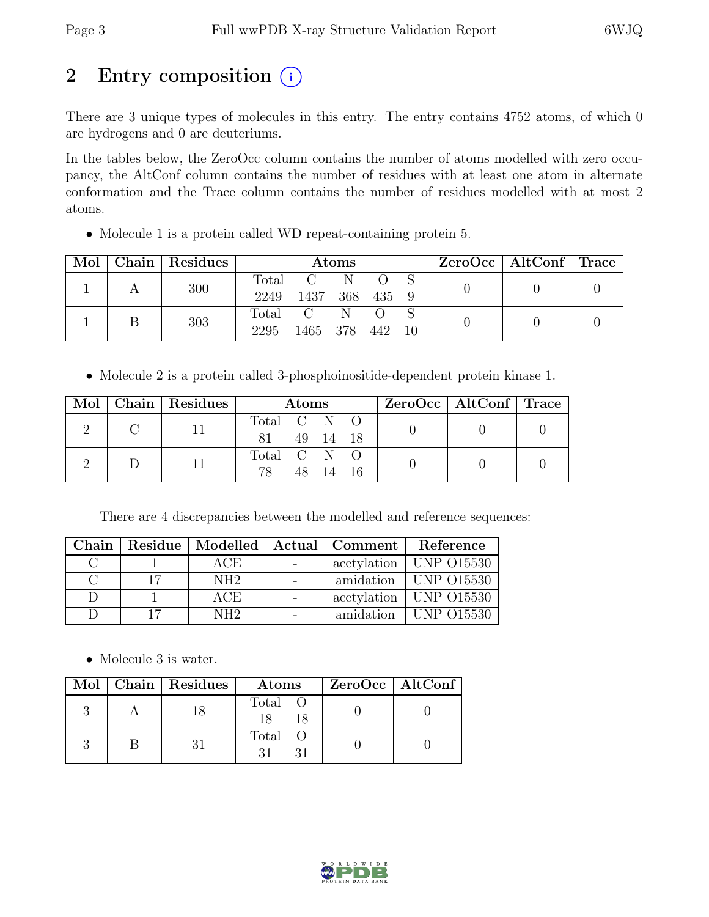# 2 Entry composition (i)

There are 3 unique types of molecules in this entry. The entry contains 4752 atoms, of which 0 are hydrogens and 0 are deuteriums.

In the tables below, the ZeroOcc column contains the number of atoms modelled with zero occupancy, the AltConf column contains the number of residues with at least one atom in alternate conformation and the Trace column contains the number of residues modelled with at most 2 atoms.

- Molecule 1 is a protein called WD repeat-containing protein 5.

| Mol | Chain | Residues | Atoms | | | | | ZeroOcc | AltConf | Trace |
|---|---|---|---|---|---|---|---|---|---|---|
| 1 | A | 300 | Total<br>2249 | C<br>1437 | N<br>368 | O<br>435 | S<br>9 | 0 | 0 | 0 |
| 1 | B | 303 | Total<br>2295 | C<br>1465 | N<br>378 | O<br>442 | S<br>10 | 0 | 0 | 0 |

- Molecule 2 is a protein called 3-phosphoinositide-dependent protein kinase 1.

| Mol | Chain | Residues | Atoms | | | | ZeroOcc | AltConf | Trace |
|---|---|---|---|---|---|---|---|---|---|
| 2 | C | 11 | Total<br>81 | C<br>49 | N<br>14 | O<br>18 | 0 | 0 | 0 |
| 2 | D | 11 | Total<br>78 | C<br>48 | N<br>14 | O<br>16 | 0 | 0 | 0 |

There are 4 discrepancies between the modelled and reference sequences:

| Chain | Residue | Modelled | Actual | Comment | Reference |
|---|---|---|---|---|---|
| C | 1 | ACE | - | acetylation | UNP O15530 |
| C | 17 | NH2 | - | amidation | UNP O15530 |
| D | 1 | ACE | - | acetylation | UNP O15530 |
| D | 17 | NH2 | - | amidation | UNP O15530 |

- Molecule 3 is water.

| Mol | Chain | Residues | Atoms | | ZeroOcc | AltConf |
|---|---|---|---|---|---|---|
| 3 | A | 18 | Total<br>18 | O<br>18 | 0 | 0 |
| 3 | B | 31 | Total<br>31 | O<br>31 | 0 | 0 |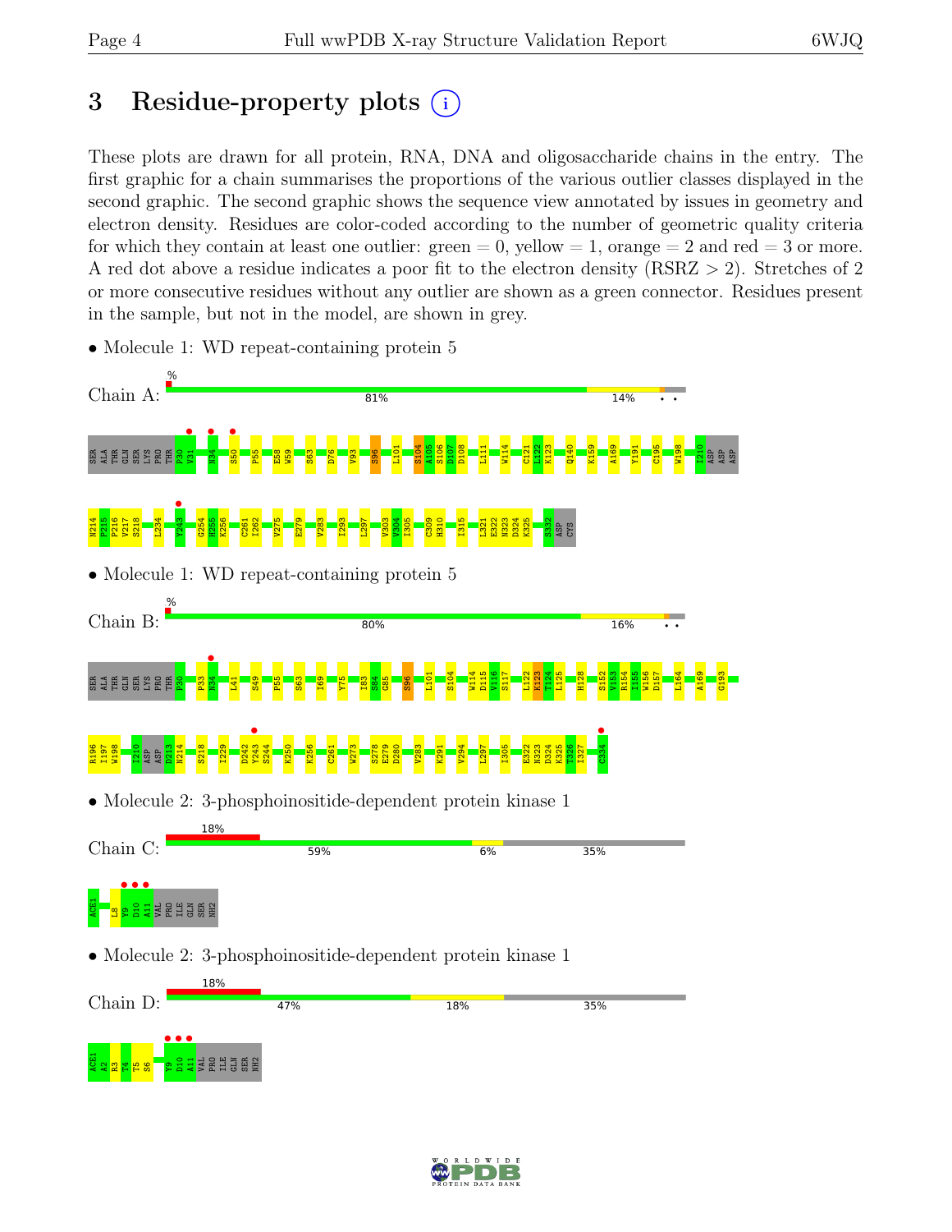# 3 Residue-property plots

These plots are drawn for all protein, RNA, DNA and oligosaccharide chains in the entry. The first graphic for a chain summarises the proportions of the various outlier classes displayed in the second graphic. The second graphic shows the sequence view annotated by issues in geometry and electron density. Residues are color-coded according to the number of geometric quality criteria for which they contain at least one outlier: green = 0, yellow = 1, orange = 2 and red = 3 or more. A red dot above a residue indicates a poor fit to the electron density (RSRZ > 2). Stretches of 2 or more consecutive residues without any outlier are shown as a green connector. Residues present in the sample, but not in the model, are shown in grey.

- Molecule 1: WD repeat-containing protein 5

Chain A: % 81% 14% • •

SER ALA THR GLN SER LYS PRO THR P30 V31 N34 S50 P55 E58 W59 S63 D76 V93 S96 L101 S104 A105 S106 D107 D108 L111 W114 C121 L122 K123 Q140 K159 A169 Y191 C195 W198 I210 ASP ASP ASP N214 P215 T216 V217 S218 L234 Y243 G254 H255 K256 C261 I262 V275 E279 V283 I293 L297 V303 V304 I305 C309 H310 I315 L321 E322 N323 D324 K325 S332 ASP CYS

- Molecule 1: WD repeat-containing protein 5

Chain B: % 80% 16% • •

SER ALA THR GLN SER LYS PRO THR P30 P33 N34 L41 S49 P55 S63 I69 Y75 I83 S84 G85 S96 L101 S104 W114 D115 V116 S117 L122 K123 T124 L125 H128 S152 V153 R154 I155 W156 D157 L164 A169 G193 R196 I197 W198 I210 ASP ASP D213 N214 S218 I229 D242 Y243 S244 K250 K256 C261 W273 S278 E279 D280 V283 K291 V294 L297 I305 E322 N323 D324 K325 T326 I327 C334

- Molecule 2: 3-phosphoinositide-dependent protein kinase 1

Chain C: 18% 59% 6% 35%

ACE1 L8 Y9 D10 A11 VAL PRO ILE GLN SER NH2

- Molecule 2: 3-phosphoinositide-dependent protein kinase 1

Chain D: 18% 47% 18% 35%

ACE1 A2 R3 T4 T5 S6 Y9 D10 A11 VAL PRO ILE GLN SER NH2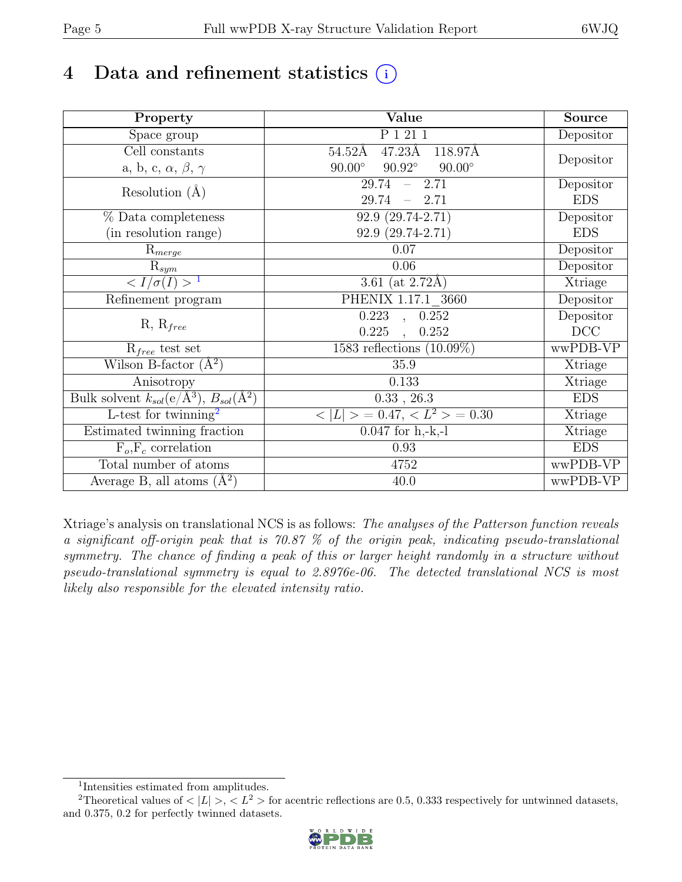# 4 Data and refinement statistics (i)

| Property | Value | Source |
|---|---|---|
| Space group | P 1 21 1 | Depositor |
| Cell constants<br>a, b, c, $\alpha$, $\beta$, $\gamma$ | 54.52Å 47.23Å 118.97Å<br>90.00° 90.92° 90.00° | Depositor |
| Resolution (Å) | 29.74 – 2.71<br>29.74 – 2.71 | Depositor<br>EDS |
| % Data completeness<br>(in resolution range) | 92.9 (29.74-2.71)<br>92.9 (29.74-2.71) | Depositor<br>EDS |
| $R_{merge}$ | 0.07 | Depositor |
| $R_{sym}$ | 0.06 | Depositor |
| $< I/\sigma(I) >$ [1] | 3.61 (at 2.72Å) | Xtriage |
| Refinement program | PHENIX 1.17.1_3660 | Depositor |
| R, $R_{free}$ | 0.223 , 0.252<br>0.225 , 0.252 | Depositor<br>DCC |
| $R_{free}$ test set | 1583 reflections (10.09%) | wwPDB-VP |
| Wilson B-factor (Å$^2$) | 35.9 | Xtriage |
| Anisotropy | 0.133 | Xtriage |
| Bulk solvent $k_{sol}$(e/Å$^3$), $B_{sol}$(Å$^2$) | 0.33 , 26.3 | EDS |
| L-test for twinning[2] | $< \|L\| >$ = 0.47, $< L^2 >$ = 0.30 | Xtriage |
| Estimated twinning fraction | 0.047 for h,-k,-l | Xtriage |
| $F_o$,$F_c$ correlation | 0.93 | EDS |
| Total number of atoms | 4752 | wwPDB-VP |
| Average B, all atoms (Å$^2$) | 40.0 | wwPDB-VP |

Xtriage's analysis on translational NCS is as follows: *The analyses of the Patterson function reveals a significant off-origin peak that is 70.87 % of the origin peak, indicating pseudo-translational symmetry. The chance of finding a peak of this or larger height randomly in a structure without pseudo-translational symmetry is equal to 2.8976e-06. The detected translational NCS is most likely also responsible for the elevated intensity ratio.*

[1] Intensities estimated from amplitudes.

[2] Theoretical values of $< |L| >$, $< L^2 >$ for acentric reflections are 0.5, 0.333 respectively for untwinned datasets, and 0.375, 0.2 for perfectly twinned datasets.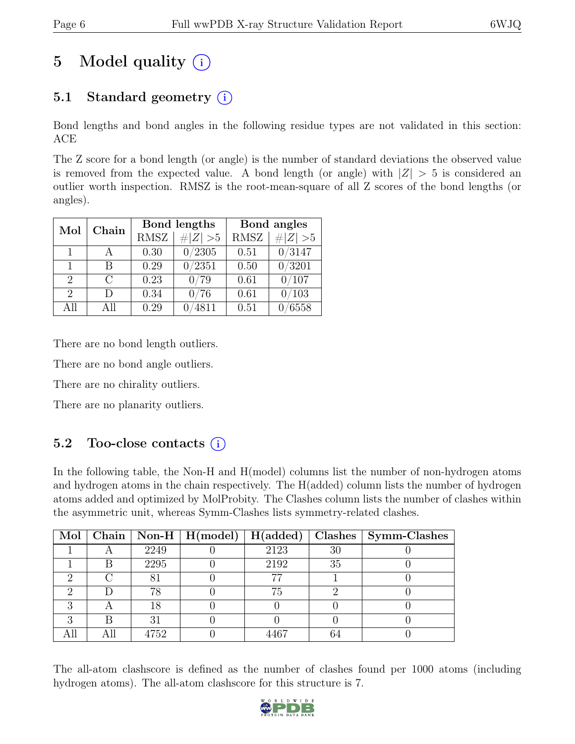# 5 Model quality (i)

## 5.1 Standard geometry (i)

Bond lengths and bond angles in the following residue types are not validated in this section: ACE

The Z score for a bond length (or angle) is the number of standard deviations the observed value is removed from the expected value. A bond length (or angle) with $|Z| > 5$ is considered an outlier worth inspection. RMSZ is the root-mean-square of all Z scores of the bond lengths (or angles).

| Mol | Chain | Bond lengths | | Bond angles | |
|---|---|---|---|---|---|
| | | RMSZ | $\#\|Z\| > 5$ | RMSZ | $\#\|Z\| > 5$ |
| 1 | A | 0.30 | 0/2305 | 0.51 | 0/3147 |
| 1 | B | 0.29 | 0/2351 | 0.50 | 0/3201 |
| 2 | C | 0.23 | 0/79 | 0.61 | 0/107 |
| 2 | D | 0.34 | 0/76 | 0.61 | 0/103 |
| All | All | 0.29 | 0/4811 | 0.51 | 0/6558 |

There are no bond length outliers.

There are no bond angle outliers.

There are no chirality outliers.

There are no planarity outliers.

## 5.2 Too-close contacts (i)

In the following table, the Non-H and H(model) columns list the number of non-hydrogen atoms and hydrogen atoms in the chain respectively. The H(added) column lists the number of hydrogen atoms added and optimized by MolProbity. The Clashes column lists the number of clashes within the asymmetric unit, whereas Symm-Clashes lists symmetry-related clashes.

| Mol | Chain | Non-H | H(model) | H(added) | Clashes | Symm-Clashes |
|---|---|---|---|---|---|---|
| 1 | A | 2249 | 0 | 2123 | 30 | 0 |
| 1 | B | 2295 | 0 | 2192 | 35 | 0 |
| 2 | C | 81 | 0 | 77 | 1 | 0 |
| 2 | D | 78 | 0 | 75 | 2 | 0 |
| 3 | A | 18 | 0 | 0 | 0 | 0 |
| 3 | B | 31 | 0 | 0 | 0 | 0 |
| All | All | 4752 | 0 | 4467 | 64 | 0 |

The all-atom clashscore is defined as the number of clashes found per 1000 atoms (including hydrogen atoms). The all-atom clashscore for this structure is 7.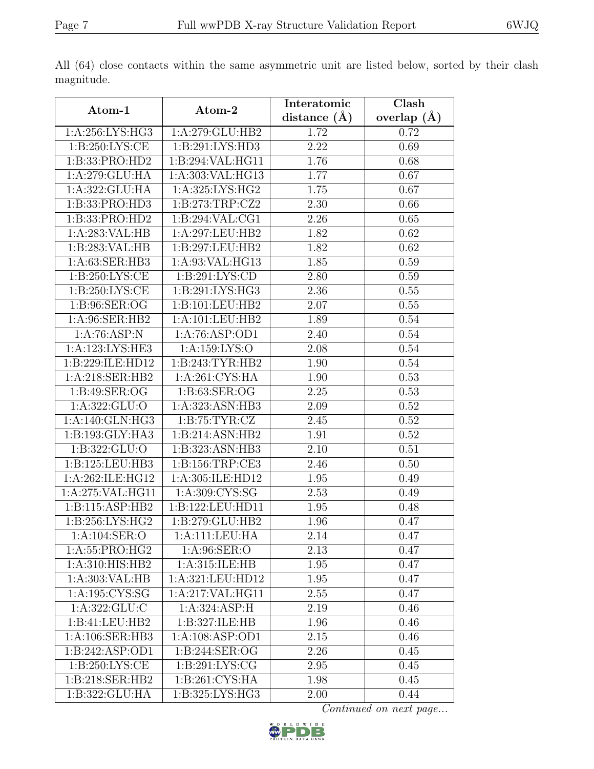All (64) close contacts within the same asymmetric unit are listed below, sorted by their clash magnitude.

| Atom-1 | Atom-2 | Interatomic distance (Å) | Clash overlap (Å) |
|---|---|---|---|
| 1:A:256:LYS:HG3 | 1:A:279:GLU:HB2 | 1.72 | 0.72 |
| 1:B:250:LYS:CE | 1:B:291:LYS:HD3 | 2.22 | 0.69 |
| 1:B:33:PRO:HD2 | 1:B:294:VAL:HG11 | 1.76 | 0.68 |
| 1:A:279:GLU:HA | 1:A:303:VAL:HG13 | 1.77 | 0.67 |
| 1:A:322:GLU:HA | 1:A:325:LYS:HG2 | 1.75 | 0.67 |
| 1:B:33:PRO:HD3 | 1:B:273:TRP:CZ2 | 2.30 | 0.66 |
| 1:B:33:PRO:HD2 | 1:B:294:VAL:CG1 | 2.26 | 0.65 |
| 1:A:283:VAL:HB | 1:A:297:LEU:HB2 | 1.82 | 0.62 |
| 1:B:283:VAL:HB | 1:B:297:LEU:HB2 | 1.82 | 0.62 |
| 1:A:63:SER:HB3 | 1:A:93:VAL:HG13 | 1.85 | 0.59 |
| 1:B:250:LYS:CE | 1:B:291:LYS:CD | 2.80 | 0.59 |
| 1:B:250:LYS:CE | 1:B:291:LYS:HG3 | 2.36 | 0.55 |
| 1:B:96:SER:OG | 1:B:101:LEU:HB2 | 2.07 | 0.55 |
| 1:A:96:SER:HB2 | 1:A:101:LEU:HB2 | 1.89 | 0.54 |
| 1:A:76:ASP:N | 1:A:76:ASP:OD1 | 2.40 | 0.54 |
| 1:A:123:LYS:HE3 | 1:A:159:LYS:O | 2.08 | 0.54 |
| 1:B:229:ILE:HD12 | 1:B:243:TYR:HB2 | 1.90 | 0.54 |
| 1:A:218:SER:HB2 | 1:A:261:CYS:HA | 1.90 | 0.53 |
| 1:B:49:SER:OG | 1:B:63:SER:OG | 2.25 | 0.53 |
| 1:A:322:GLU:O | 1:A:323:ASN:HB3 | 2.09 | 0.52 |
| 1:A:140:GLN:HG3 | 1:B:75:TYR:CZ | 2.45 | 0.52 |
| 1:B:193:GLY:HA3 | 1:B:214:ASN:HB2 | 1.91 | 0.52 |
| 1:B:322:GLU:O | 1:B:323:ASN:HB3 | 2.10 | 0.51 |
| 1:B:125:LEU:HB3 | 1:B:156:TRP:CE3 | 2.46 | 0.50 |
| 1:A:262:ILE:HG12 | 1:A:305:ILE:HD12 | 1.95 | 0.49 |
| 1:A:275:VAL:HG11 | 1:A:309:CYS:SG | 2.53 | 0.49 |
| 1:B:115:ASP:HB2 | 1:B:122:LEU:HD11 | 1.95 | 0.48 |
| 1:B:256:LYS:HG2 | 1:B:279:GLU:HB2 | 1.96 | 0.47 |
| 1:A:104:SER:O | 1:A:111:LEU:HA | 2.14 | 0.47 |
| 1:A:55:PRO:HG2 | 1:A:96:SER:O | 2.13 | 0.47 |
| 1:A:310:HIS:HB2 | 1:A:315:ILE:HB | 1.95 | 0.47 |
| 1:A:303:VAL:HB | 1:A:321:LEU:HD12 | 1.95 | 0.47 |
| 1:A:195:CYS:SG | 1:A:217:VAL:HG11 | 2.55 | 0.47 |
| 1:A:322:GLU:C | 1:A:324:ASP:H | 2.19 | 0.46 |
| 1:B:41:LEU:HB2 | 1:B:327:ILE:HB | 1.96 | 0.46 |
| 1:A:106:SER:HB3 | 1:A:108:ASP:OD1 | 2.15 | 0.46 |
| 1:B:242:ASP:OD1 | 1:B:244:SER:OG | 2.26 | 0.45 |
| 1:B:250:LYS:CE | 1:B:291:LYS:CG | 2.95 | 0.45 |
| 1:B:218:SER:HB2 | 1:B:261:CYS:HA | 1.98 | 0.45 |
| 1:B:322:GLU:HA | 1:B:325:LYS:HG3 | 2.00 | 0.44 |

*Continued on next page...*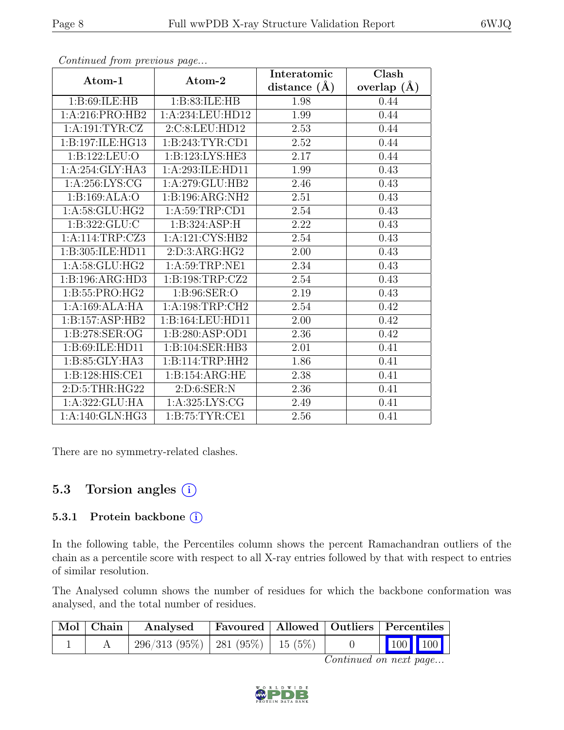*Continued from previous page...*

| Atom-1 | Atom-2 | Interatomic distance (Å) | Clash overlap (Å) |
|---|---|---|---|
| 1:B:69:ILE:HB | 1:B:83:ILE:HB | 1.98 | 0.44 |
| 1:A:216:PRO:HB2 | 1:A:234:LEU:HD12 | 1.99 | 0.44 |
| 1:A:191:TYR:CZ | 2:C:8:LEU:HD12 | 2.53 | 0.44 |
| 1:B:197:ILE:HG13 | 1:B:243:TYR:CD1 | 2.52 | 0.44 |
| 1:B:122:LEU:O | 1:B:123:LYS:HE3 | 2.17 | 0.44 |
| 1:A:254:GLY:HA3 | 1:A:293:ILE:HD11 | 1.99 | 0.43 |
| 1:A:256:LYS:CG | 1:A:279:GLU:HB2 | 2.46 | 0.43 |
| 1:B:169:ALA:O | 1:B:196:ARG:NH2 | 2.51 | 0.43 |
| 1:A:58:GLU:HG2 | 1:A:59:TRP:CD1 | 2.54 | 0.43 |
| 1:B:322:GLU:C | 1:B:324:ASP:H | 2.22 | 0.43 |
| 1:A:114:TRP:CZ3 | 1:A:121:CYS:HB2 | 2.54 | 0.43 |
| 1:B:305:ILE:HD11 | 2:D:3:ARG:HG2 | 2.00 | 0.43 |
| 1:A:58:GLU:HG2 | 1:A:59:TRP:NE1 | 2.34 | 0.43 |
| 1:B:196:ARG:HD3 | 1:B:198:TRP:CZ2 | 2.54 | 0.43 |
| 1:B:55:PRO:HG2 | 1:B:96:SER:O | 2.19 | 0.43 |
| 1:A:169:ALA:HA | 1:A:198:TRP:CH2 | 2.54 | 0.42 |
| 1:B:157:ASP:HB2 | 1:B:164:LEU:HD11 | 2.00 | 0.42 |
| 1:B:278:SER:OG | 1:B:280:ASP:OD1 | 2.36 | 0.42 |
| 1:B:69:ILE:HD11 | 1:B:104:SER:HB3 | 2.01 | 0.41 |
| 1:B:85:GLY:HA3 | 1:B:114:TRP:HH2 | 1.86 | 0.41 |
| 1:B:128:HIS:CE1 | 1:B:154:ARG:HE | 2.38 | 0.41 |
| 2:D:5:THR:HG22 | 2:D:6:SER:N | 2.36 | 0.41 |
| 1:A:322:GLU:HA | 1:A:325:LYS:CG | 2.49 | 0.41 |
| 1:A:140:GLN:HG3 | 1:B:75:TYR:CE1 | 2.56 | 0.41 |

There are no symmetry-related clashes.

## 5.3 Torsion angles

### 5.3.1 Protein backbone

In the following table, the Percentiles column shows the percent Ramachandran outliers of the chain as a percentile score with respect to all X-ray entries followed by that with respect to entries of similar resolution.

The Analysed column shows the number of residues for which the backbone conformation was analysed, and the total number of residues.

| Mol | Chain | Analysed | Favoured | Allowed | Outliers | Percentiles |
|---|---|---|---|---|---|---|
| 1 | A | 296/313 (95%) | 281 (95%) | 15 (5%) | 0 | 100 100 |

*Continued on next page...*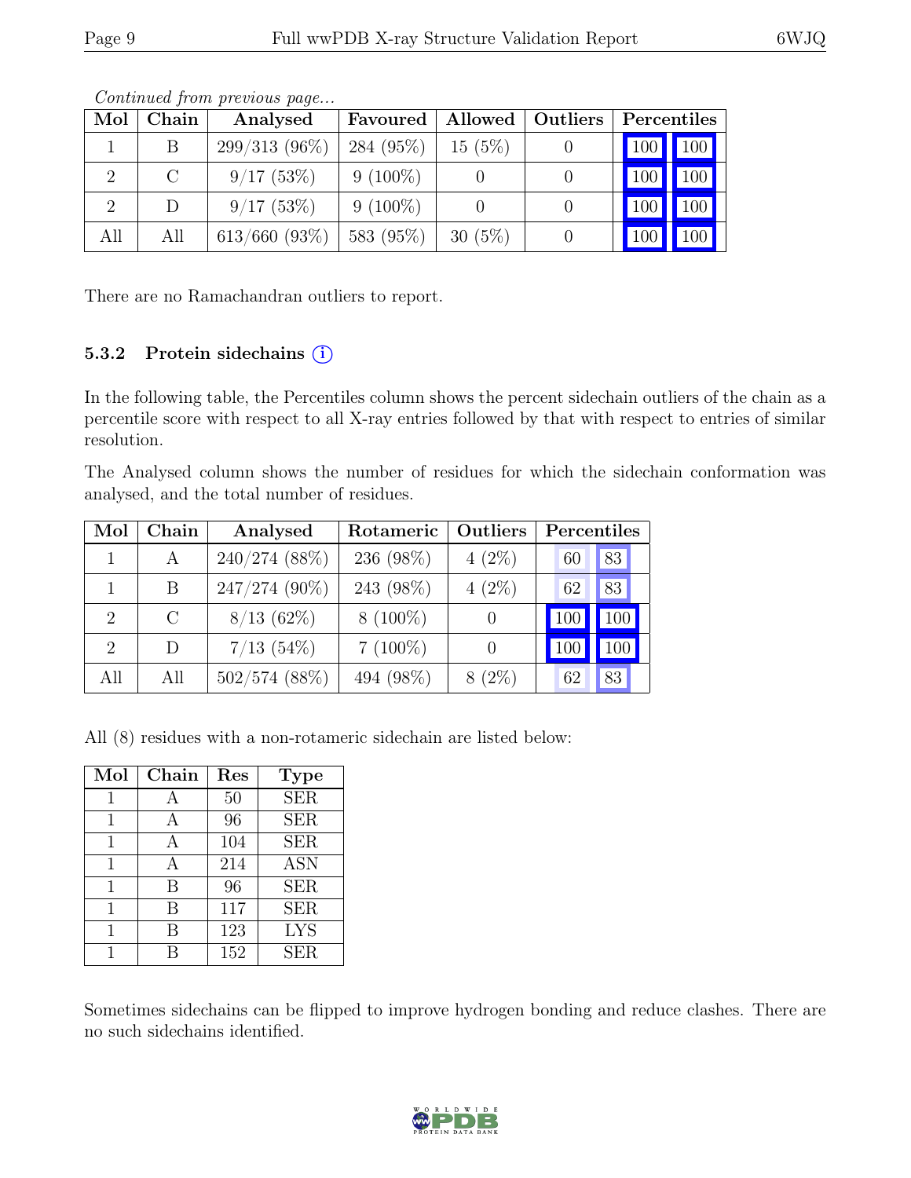*Continued from previous page...*

| Mol | Chain | Analysed | Favoured | Allowed | Outliers | Percentiles | |
|---|---|---|---|---|---|---|---|
| 1 | B | 299/313 (96%) | 284 (95%) | 15 (5%) | 0 | 100 | 100 |
| 2 | C | 9/17 (53%) | 9 (100%) | 0 | 0 | 100 | 100 |
| 2 | D | 9/17 (53%) | 9 (100%) | 0 | 0 | 100 | 100 |
| All | All | 613/660 (93%) | 583 (95%) | 30 (5%) | 0 | 100 | 100 |

There are no Ramachandran outliers to report.

### 5.3.2 Protein sidechains (i)

In the following table, the Percentiles column shows the percent sidechain outliers of the chain as a percentile score with respect to all X-ray entries followed by that with respect to entries of similar resolution.

The Analysed column shows the number of residues for which the sidechain conformation was analysed, and the total number of residues.

| Mol | Chain | Analysed | Rotameric | Outliers | Percentiles | |
|---|---|---|---|---|---|---|
| 1 | A | 240/274 (88%) | 236 (98%) | 4 (2%) | 60 | 83 |
| 1 | B | 247/274 (90%) | 243 (98%) | 4 (2%) | 62 | 83 |
| 2 | C | 8/13 (62%) | 8 (100%) | 0 | 100 | 100 |
| 2 | D | 7/13 (54%) | 7 (100%) | 0 | 100 | 100 |
| All | All | 502/574 (88%) | 494 (98%) | 8 (2%) | 62 | 83 |

All (8) residues with a non-rotameric sidechain are listed below:

| Mol | Chain | Res | Type |
|---|---|---|---|
| 1 | A | 50 | SER |
| 1 | A | 96 | SER |
| 1 | A | 104 | SER |
| 1 | A | 214 | ASN |
| 1 | B | 96 | SER |
| 1 | B | 117 | SER |
| 1 | B | 123 | LYS |
| 1 | B | 152 | SER |

Sometimes sidechains can be flipped to improve hydrogen bonding and reduce clashes. There are no such sidechains identified.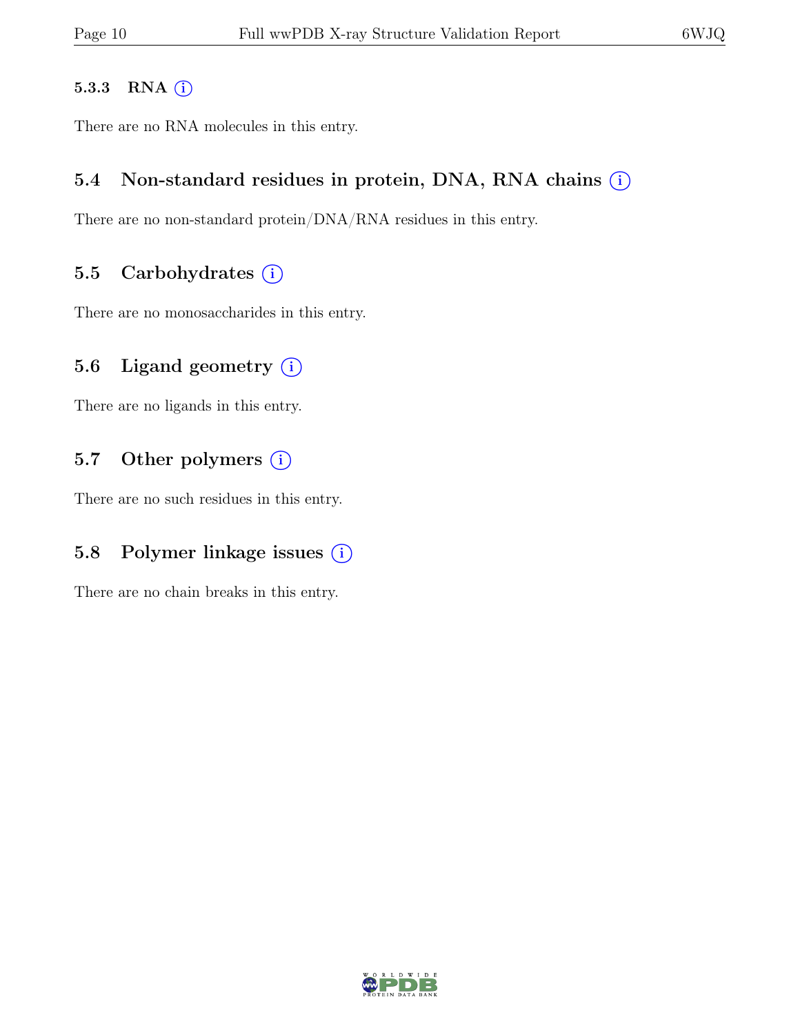#### 5.3.3 RNA

There are no RNA molecules in this entry.

### 5.4 Non-standard residues in protein, DNA, RNA chains

There are no non-standard protein/DNA/RNA residues in this entry.

### 5.5 Carbohydrates

There are no monosaccharides in this entry.

### 5.6 Ligand geometry

There are no ligands in this entry.

### 5.7 Other polymers

There are no such residues in this entry.

### 5.8 Polymer linkage issues

There are no chain breaks in this entry.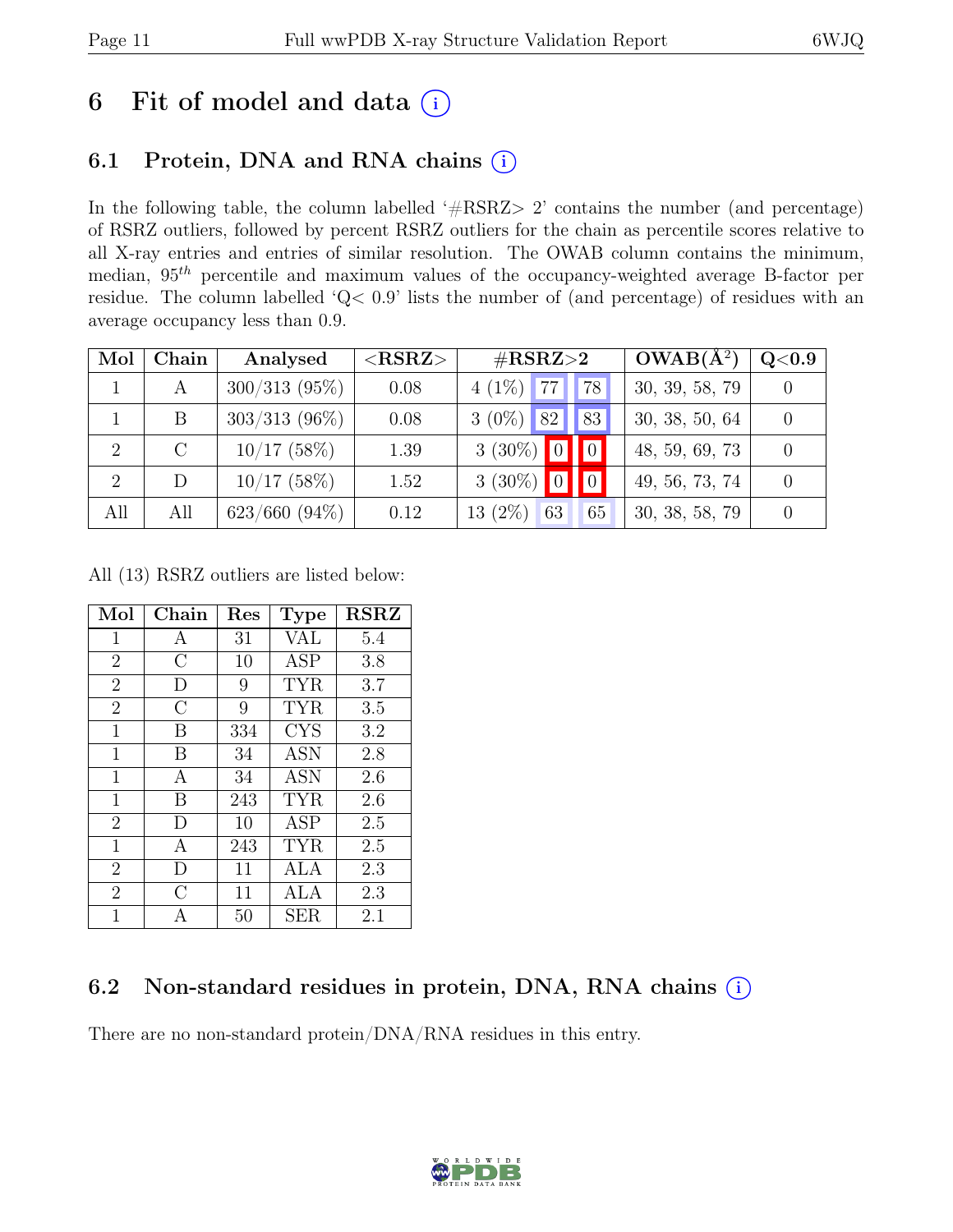# 6 Fit of model and data ⓘ

## 6.1 Protein, DNA and RNA chains ⓘ

In the following table, the column labelled '#RSRZ> 2' contains the number (and percentage) of RSRZ outliers, followed by percent RSRZ outliers for the chain as percentile scores relative to all X-ray entries and entries of similar resolution. The OWAB column contains the minimum, median, $95^{th}$ percentile and maximum values of the occupancy-weighted average B-factor per residue. The column labelled 'Q< 0.9' lists the number of (and percentage) of residues with an average occupancy less than 0.9.

| Mol | Chain | Analysed | <RSRZ> | #RSRZ>2 | | | OWAB(Å$^2$) | Q<0.9 |
|---|---|---|---|---|---|---|---|---|
| 1 | A | 300/313 (95%) | 0.08 | 4 (1%) | 77 | 78 | 30, 39, 58, 79 | 0 |
| 1 | B | 303/313 (96%) | 0.08 | 3 (0%) | 82 | 83 | 30, 38, 50, 64 | 0 |
| 2 | C | 10/17 (58%) | 1.39 | 3 (30%) | 0 | 0 | 48, 59, 69, 73 | 0 |
| 2 | D | 10/17 (58%) | 1.52 | 3 (30%) | 0 | 0 | 49, 56, 73, 74 | 0 |
| All | All | 623/660 (94%) | 0.12 | 13 (2%) | 63 | 65 | 30, 38, 58, 79 | 0 |

All (13) RSRZ outliers are listed below:

| Mol | Chain | Res | Type | RSRZ |
|---|---|---|---|---|
| 1 | A | 31 | VAL | 5.4 |
| 2 | C | 10 | ASP | 3.8 |
| 2 | D | 9 | TYR | 3.7 |
| 2 | C | 9 | TYR | 3.5 |
| 1 | B | 334 | CYS | 3.2 |
| 1 | B | 34 | ASN | 2.8 |
| 1 | A | 34 | ASN | 2.6 |
| 1 | B | 243 | TYR | 2.6 |
| 2 | D | 10 | ASP | 2.5 |
| 1 | A | 243 | TYR | 2.5 |
| 2 | D | 11 | ALA | 2.3 |
| 2 | C | 11 | ALA | 2.3 |
| 1 | A | 50 | SER | 2.1 |

## 6.2 Non-standard residues in protein, DNA, RNA chains ⓘ

There are no non-standard protein/DNA/RNA residues in this entry.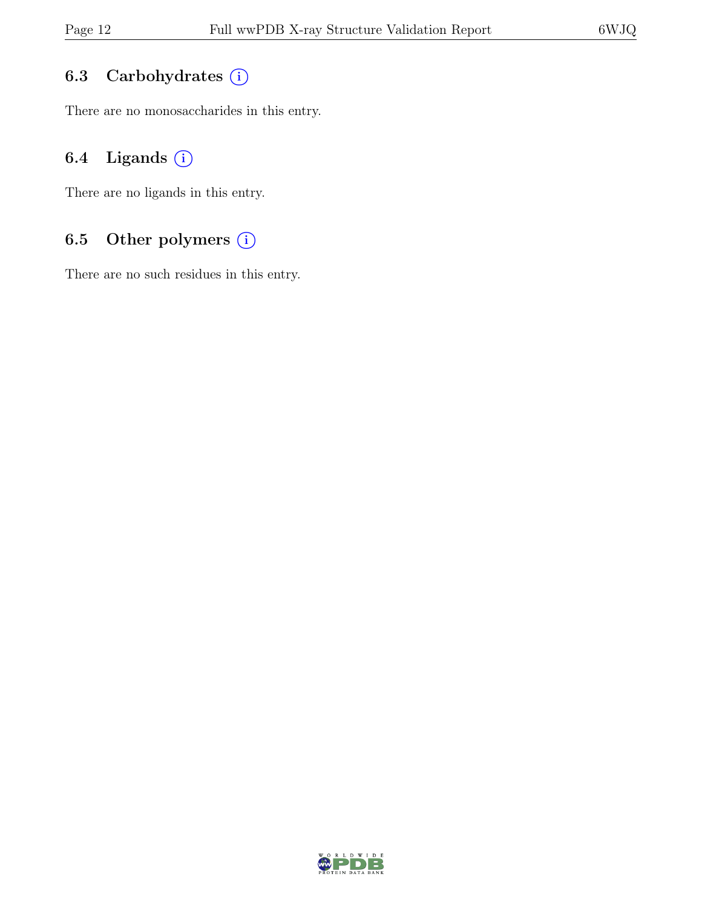### 6.3 Carbohydrates (i)

There are no monosaccharides in this entry.

### 6.4 Ligands (i)

There are no ligands in this entry.

### 6.5 Other polymers (i)

There are no such residues in this entry.